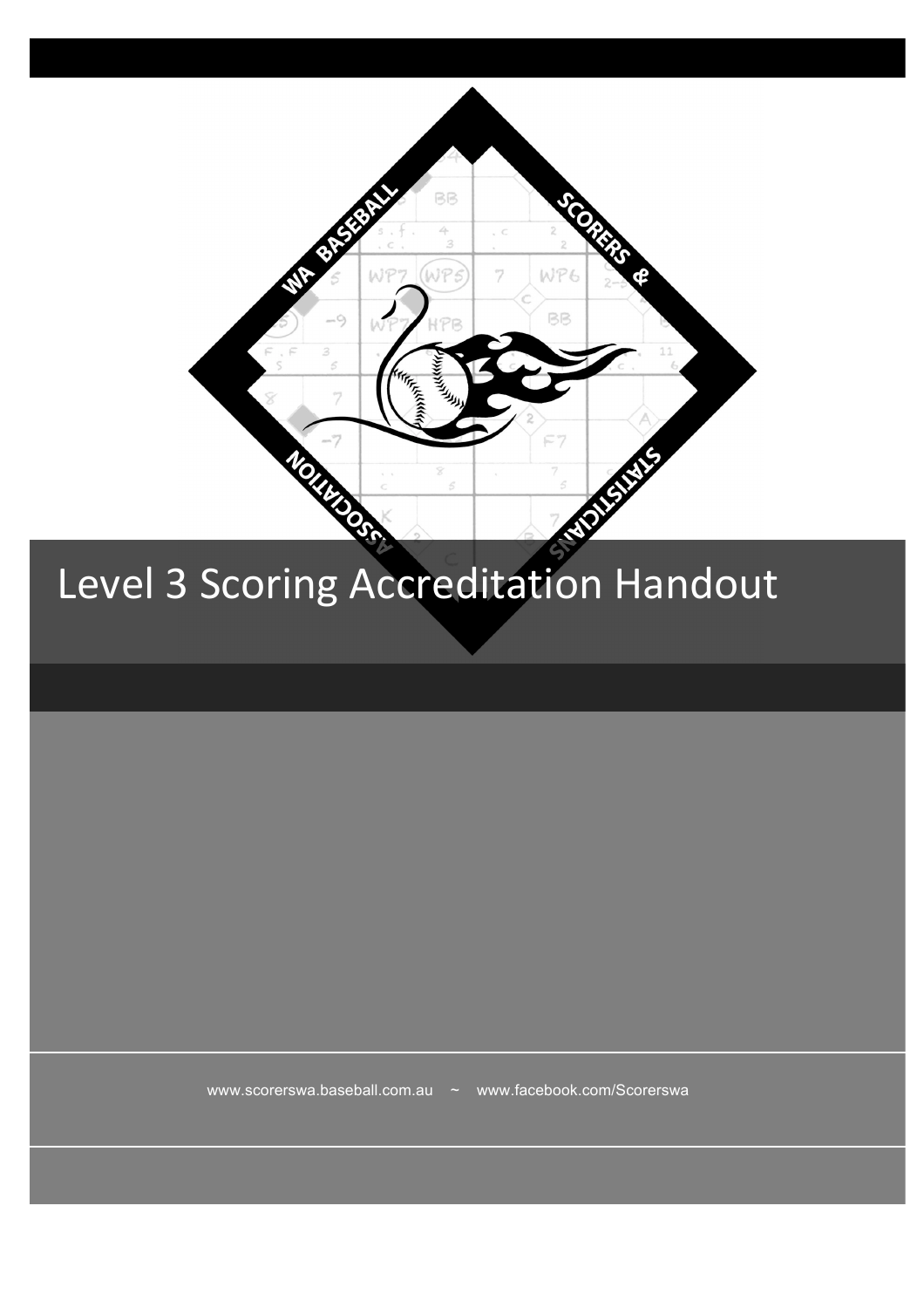WA BASEBALL SCORERS & STATISTICIANS ASSOCIATION

# Level 3 Scoring Accreditation Handout

www.scorerswa.baseball.com.au ~ www.facebook.com/Scorerswa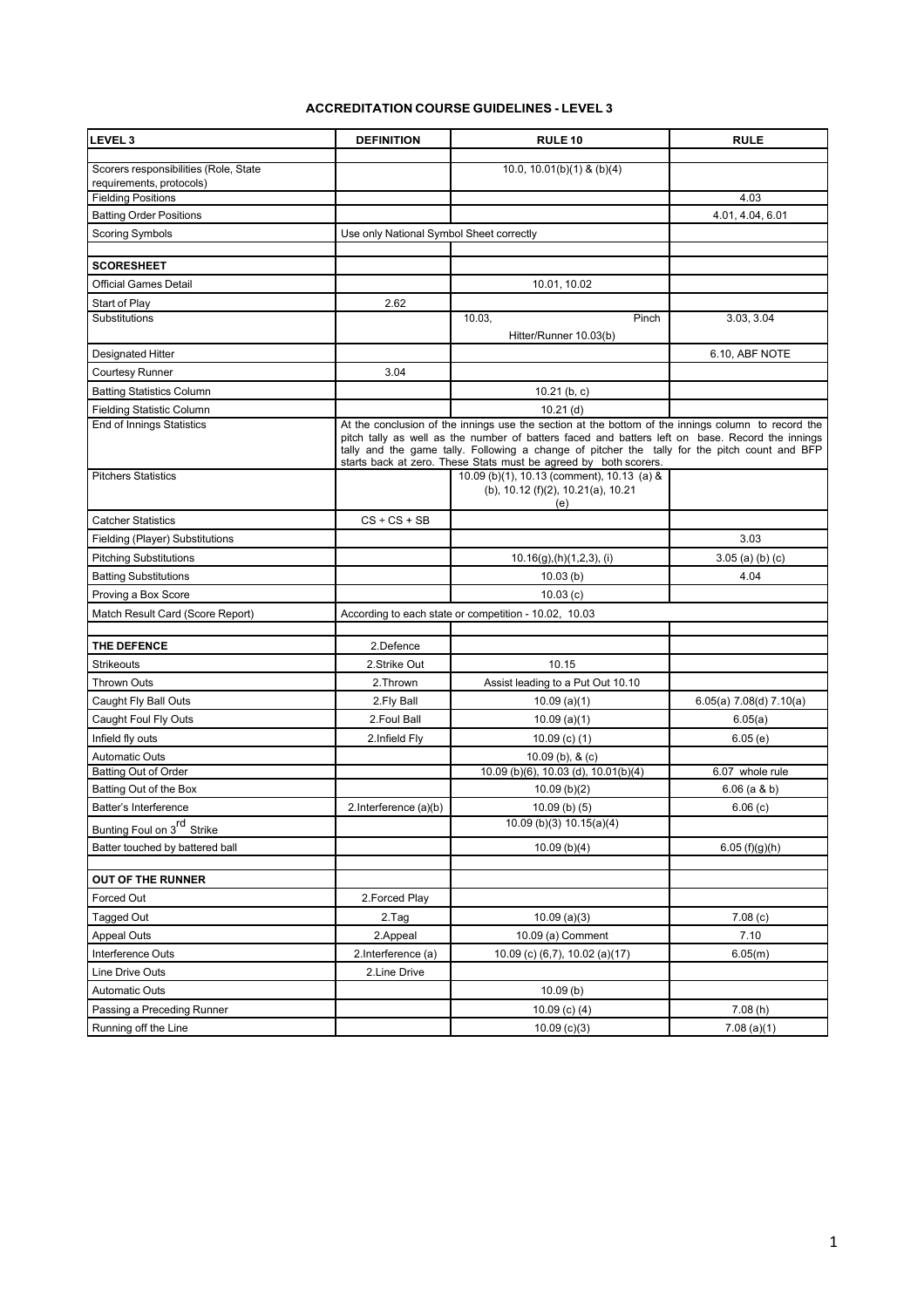## ACCREDITATION COURSE GUIDELINES - LEVEL 3

| LEVEL 3 | DEFINITION | RULE 10 | RULE |
|---|---|---|---|
| | | | |
| Scorers responsibilities (Role, State requirements, protocols) | | 10.0, 10.01(b)(1) & (b)(4) | |
| Fielding Positions | | | 4.03 |
| Batting Order Positions | | | 4.01, 4.04, 6.01 |
| Scoring Symbols | Use only National Symbol Sheet correctly | | |
| | | | |
| **SCORESHEET** | | | |
| Official Games Detail | | 10.01, 10.02 | |
| Start of Play | 2.62 | | |
| Substitutions | | 10.03, Pinch Hitter/Runner 10.03(b) | 3.03, 3.04 |
| Designated Hitter | | | 6.10, ABF NOTE |
| Courtesy Runner | 3.04 | | |
| Batting Statistics Column | | 10.21 (b, c) | |
| Fielding Statistic Column | | 10.21 (d) | |
| End of Innings Statistics | At the conclusion of the innings use the section at the bottom of the innings column to record the pitch tally as well as the number of batters faced and batters left on base. Record the innings tally and the game tally. Following a change of pitcher the tally for the pitch count and BFP starts back at zero. These Stats must be agreed by both scorers. | | |
| Pitchers Statistics | | 10.09 (b)(1), 10.13 (comment), 10.13 (a) & (b), 10.12 (f)(2), 10.21(a), 10.21 (e) | |
| Catcher Statistics | CS ÷ CS + SB | | |
| Fielding (Player) Substitutions | | | 3.03 |
| Pitching Substitutions | | 10.16(g),(h)(1,2,3), (i) | 3.05 (a) (b) (c) |
| Batting Substitutions | | 10.03 (b) | 4.04 |
| Proving a Box Score | | 10.03 (c) | |
| Match Result Card (Score Report) | According to each state or competition - 10.02, 10.03 | | |
| | | | |
| **THE DEFENCE** | 2.Defence | | |
| Strikeouts | 2.Strike Out | 10.15 | |
| Thrown Outs | 2.Thrown | Assist leading to a Put Out 10.10 | |
| Caught Fly Ball Outs | 2.Fly Ball | 10.09 (a)(1) | 6.05(a) 7.08(d) 7.10(a) |
| Caught Foul Fly Outs | 2.Foul Ball | 10.09 (a)(1) | 6.05(a) |
| Infield fly outs | 2.Infield Fly | 10.09 (c) (1) | 6.05 (e) |
| Automatic Outs | | 10.09 (b), & (c) | |
| Batting Out of Order | | 10.09 (b)(6), 10.03 (d), 10.01(b)(4) | 6.07 whole rule |
| Batting Out of the Box | | 10.09 (b)(2) | 6.06 (a & b) |
| Batter's Interference | 2.Interference (a)(b) | 10.09 (b) (5) | 6.06 (c) |
| Bunting Foul on 3rd Strike | | 10.09 (b)(3) 10.15(a)(4) | |
| Batter touched by battered ball | | 10.09 (b)(4) | 6.05 (f)(g)(h) |
| | | | |
| **OUT OF THE RUNNER** | | | |
| Forced Out | 2.Forced Play | | |
| Tagged Out | 2.Tag | 10.09 (a)(3) | 7.08 (c) |
| Appeal Outs | 2.Appeal | 10.09 (a) Comment | 7.10 |
| Interference Outs | 2.Interference (a) | 10.09 (c) (6,7), 10.02 (a)(17) | 6.05(m) |
| Line Drive Outs | 2.Line Drive | | |
| Automatic Outs | | 10.09 (b) | |
| Passing a Preceding Runner | | 10.09 (c) (4) | 7.08 (h) |
| Running off the Line | | 10.09 (c)(3) | 7.08 (a)(1) |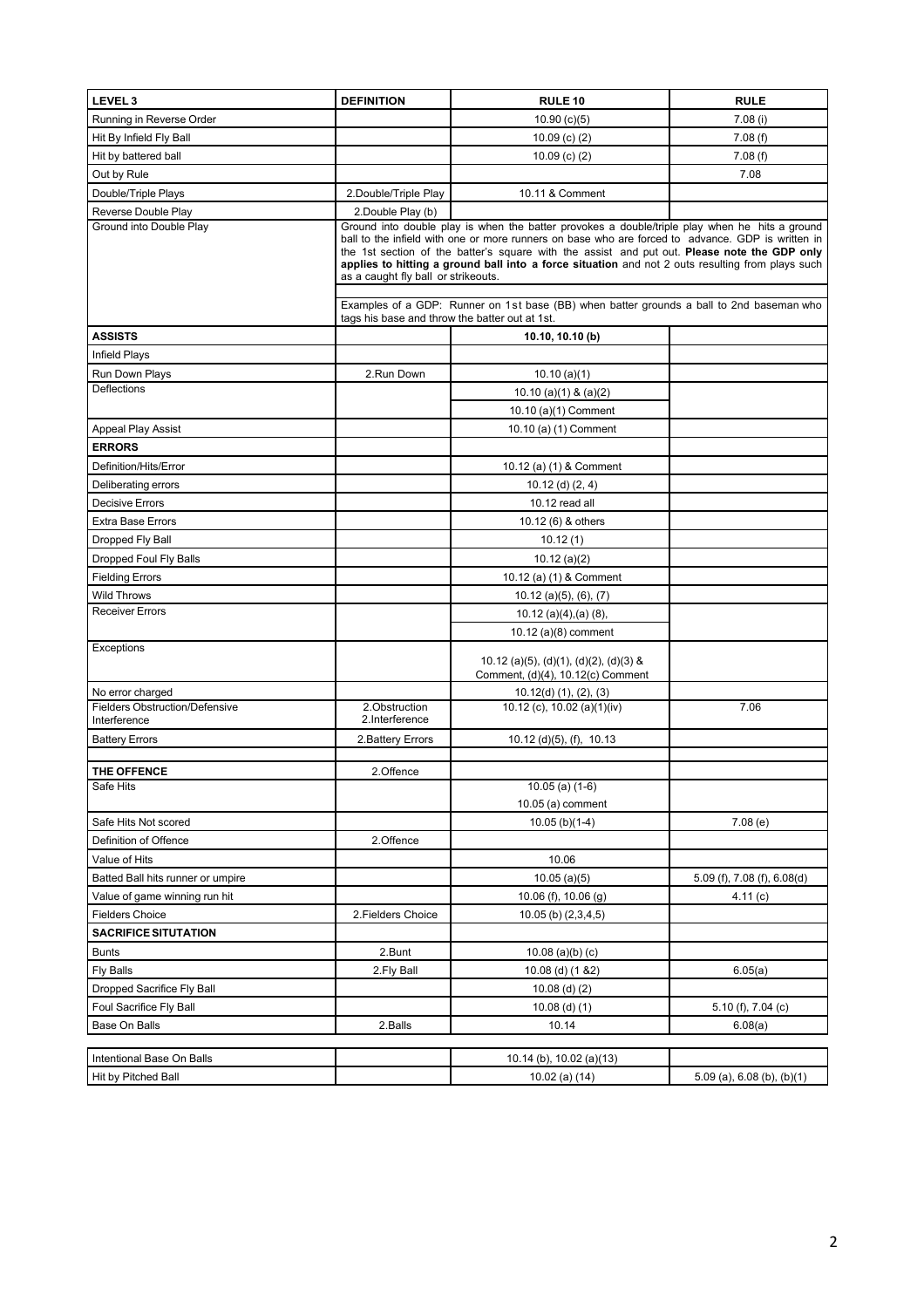| LEVEL 3 | DEFINITION | RULE 10 | RULE |
|---|---|---|---|
| Running in Reverse Order | | 10.90 (c)(5) | 7.08 (i) |
| Hit By Infield Fly Ball | | 10.09 (c) (2) | 7.08 (f) |
| Hit by battered ball | | 10.09 (c) (2) | 7.08 (f) |
| Out by Rule | | | 7.08 |
| Double/Triple Plays | 2.Double/Triple Play | 10.11 & Comment | |
| Reverse Double Play | 2.Double Play (b) | | |
| Ground into Double Play | Ground into double play is when the batter provokes a double/triple play when he hits a ground ball to the infield with one or more runners on base who are forced to advance. GDP is written in the 1st section of the batter's square with the assist and put out. **Please note the GDP only applies to hitting a ground ball into a force situation** and not 2 outs resulting from plays such as a caught fly ball or strikeouts. | | |
| | Examples of a GDP: Runner on 1st base (BB) when batter grounds a ball to 2nd baseman who tags his base and throw the batter out at 1st. | | |
| **ASSISTS** | | **10.10, 10.10 (b)** | |
| Infield Plays | | | |
| Run Down Plays | 2.Run Down | 10.10 (a)(1) | |
| Deflections | | 10.10 (a)(1) & (a)(2) | |
| | | 10.10 (a)(1) Comment | |
| Appeal Play Assist | | 10.10 (a) (1) Comment | |
| **ERRORS** | | | |
| Definition/Hits/Error | | 10.12 (a) (1) & Comment | |
| Deliberating errors | | 10.12 (d) (2, 4) | |
| Decisive Errors | | 10.12 read all | |
| Extra Base Errors | | 10.12 (6) & others | |
| Dropped Fly Ball | | 10.12 (1) | |
| Dropped Foul Fly Balls | | 10.12 (a)(2) | |
| Fielding Errors | | 10.12 (a) (1) & Comment | |
| Wild Throws | | 10.12 (a)(5), (6), (7) | |
| Receiver Errors | | 10.12 (a)(4),(a) (8), | |
| | | 10.12 (a)(8) comment | |
| Exceptions | | 10.12 (a)(5), (d)(1), (d)(2), (d)(3) & Comment, (d)(4), 10.12(c) Comment | |
| No error charged | | 10.12(d) (1), (2), (3) | |
| Fielders Obstruction/Defensive Interference | 2.Obstruction 2.Interference | 10.12 (c), 10.02 (a)(1)(iv) | 7.06 |
| Battery Errors | 2.Battery Errors | 10.12 (d)(5), (f), 10.13 | |
| | | | |
| **THE OFFENCE** | 2.Offence | | |
| Safe Hits | | 10.05 (a) (1-6) | |
| | | 10.05 (a) comment | |
| Safe Hits Not scored | | 10.05 (b)(1-4) | 7.08 (e) |
| Definition of Offence | 2.Offence | | |
| Value of Hits | | 10.06 | |
| Batted Ball hits runner or umpire | | 10.05 (a)(5) | 5.09 (f), 7.08 (f), 6.08(d) |
| Value of game winning run hit | | 10.06 (f), 10.06 (g) | 4.11 (c) |
| Fielders Choice | 2.Fielders Choice | 10.05 (b) (2,3,4,5) | |
| **SACRIFICE SITUTATION** | | | |
| Bunts | 2.Bunt | 10.08 (a)(b) (c) | |
| Fly Balls | 2.Fly Ball | 10.08 (d) (1 &2) | 6.05(a) |
| Dropped Sacrifice Fly Ball | | 10.08 (d) (2) | |
| Foul Sacrifice Fly Ball | | 10.08 (d) (1) | 5.10 (f), 7.04 (c) |
| Base On Balls | 2.Balls | 10.14 | 6.08(a) |
| | | | |
| Intentional Base On Balls | | 10.14 (b), 10.02 (a)(13) | |
| Hit by Pitched Ball | | 10.02 (a) (14) | 5.09 (a), 6.08 (b), (b)(1) |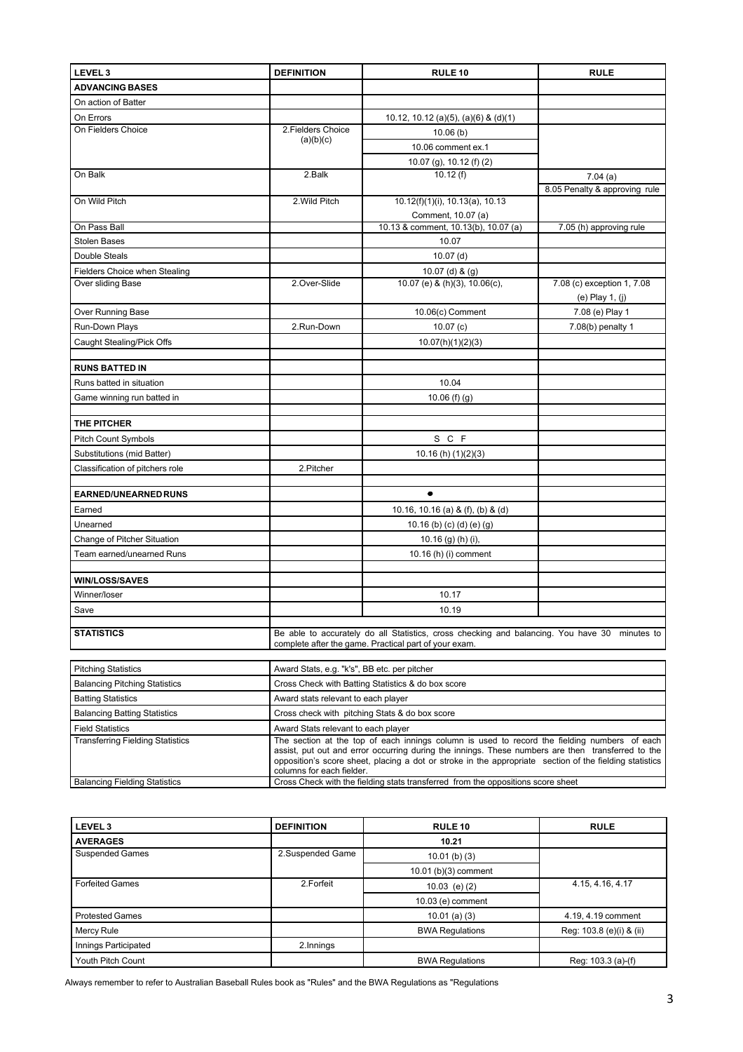| LEVEL 3 | DEFINITION | RULE 10 | RULE |
|---|---|---|---|
| **ADVANCING BASES** | | | |
| On action of Batter | | | |
| On Errors | | 10.12, 10.12 (a)(5), (a)(6) & (d)(1) | |
| On Fielders Choice | 2.Fielders Choice (a)(b)(c) | 10.06 (b) | |
| | | 10.06 comment ex.1 | |
| | | 10.07 (g), 10.12 (f) (2) | |
| On Balk | 2.Balk | 10.12 (f) | 7.04 (a) |
| | | | 8.05 Penalty & approving rule |
| On Wild Pitch | 2.Wild Pitch | 10.12(f)(1)(i), 10.13(a), 10.13 Comment, 10.07 (a) | |
| On Pass Ball | | 10.13 & comment, 10.13(b), 10.07 (a) | 7.05 (h) approving rule |
| Stolen Bases | | 10.07 | |
| Double Steals | | 10.07 (d) | |
| Fielders Choice when Stealing | | 10.07 (d) & (g) | |
| Over sliding Base | 2.Over-Slide | 10.07 (e) & (h)(3), 10.06(c), | 7.08 (c) exception 1, 7.08 (e) Play 1, (j) |
| Over Running Base | | 10.06(c) Comment | 7.08 (e) Play 1 |
| Run-Down Plays | 2.Run-Down | 10.07 (c) | 7.08(b) penalty 1 |
| Caught Stealing/Pick Offs | | 10.07(h)(1)(2)(3) | |
| | | | |
| **RUNS BATTED IN** | | | |
| Runs batted in situation | | 10.04 | |
| Game winning run batted in | | 10.06 (f) (g) | |
| | | | |
| **THE PITCHER** | | | |
| Pitch Count Symbols | | S C F | |
| Substitutions (mid Batter) | | 10.16 (h) (1)(2)(3) | |
| Classification of pitchers role | 2.Pitcher | | |
| | | | |
| **EARNED/UNEARNED RUNS** | | • | |
| Earned | | 10.16, 10.16 (a) & (f), (b) & (d) | |
| Unearned | | 10.16 (b) (c) (d) (e) (g) | |
| Change of Pitcher Situation | | 10.16 (g) (h) (i), | |
| Team earned/unearned Runs | | 10.16 (h) (i) comment | |
| | | | |
| **WIN/LOSS/SAVES** | | | |
| Winner/loser | | 10.17 | |
| Save | | 10.19 | |
| | | | |
| **STATISTICS** | Be able to accurately do all Statistics, cross checking and balancing. You have 30 minutes to complete after the game. Practical part of your exam. | | |

| | |
|---|---|
| Pitching Statistics | Award Stats, e.g. "k's", BB etc. per pitcher |
| Balancing Pitching Statistics | Cross Check with Batting Statistics & do box score |
| Batting Statistics | Award stats relevant to each player |
| Balancing Batting Statistics | Cross check with pitching Stats & do box score |
| Field Statistics | Award Stats relevant to each player |
| Transferring Fielding Statistics | The section at the top of each innings column is used to record the fielding numbers of each assist, put out and error occurring during the innings. These numbers are then transferred to the opposition's score sheet, placing a dot or stroke in the appropriate section of the fielding statistics columns for each fielder. |
| Balancing Fielding Statistics | Cross Check with the fielding stats transferred from the oppositions score sheet |

| LEVEL 3 | DEFINITION | RULE 10 | RULE |
|---|---|---|---|
| **AVERAGES** | | **10.21** | |
| Suspended Games | 2.Suspended Game | 10.01 (b) (3) | |
| | | 10.01 (b)(3) comment | |
| Forfeited Games | 2.Forfeit | 10.03 (e) (2) | 4.15, 4.16, 4.17 |
| | | 10.03 (e) comment | |
| Protested Games | | 10.01 (a) (3) | 4.19, 4.19 comment |
| Mercy Rule | | BWA Regulations | Reg: 103.8 (e)(i) & (ii) |
| Innings Participated | 2.Innings | | |
| Youth Pitch Count | | BWA Regulations | Reg: 103.3 (a)-(f) |

Always remember to refer to Australian Baseball Rules book as "Rules" and the BWA Regulations as "Regulations